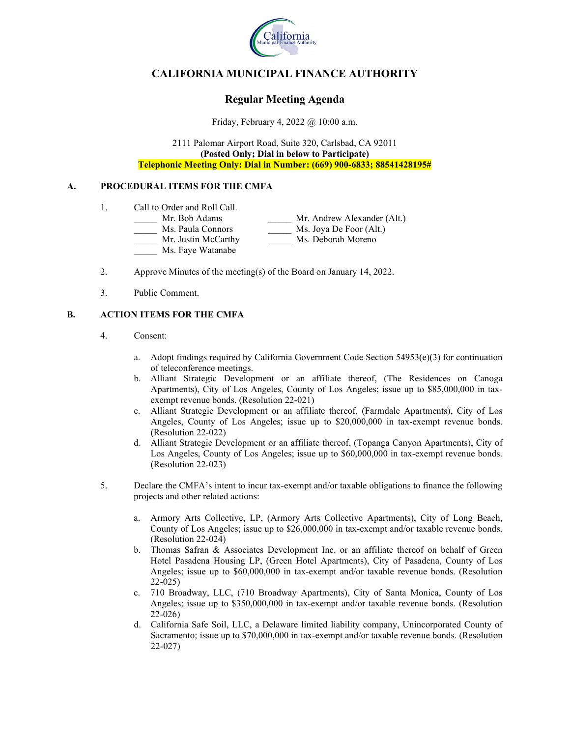# CALIFORNIA MUNICIPAL FINANCE AUTHORITY

## Regular Meeting Agenda

Friday, February 4, 2022 @ 10:00 a.m.

2111 Palomar Airport Road, Suite 320, Carlsbad, CA 92011
**(Posted Only; Dial in below to Participate)**
**Telephonic Meeting Only: Dial in Number: (669) 900-6833; 88541428195#**

### A. PROCEDURAL ITEMS FOR THE CMFA

1. Call to Order and Roll Call.

   _____ Mr. Bob Adams
   _____ Ms. Paula Connors
   _____ Mr. Justin McCarthy
   _____ Ms. Faye Watanabe
   _____ Mr. Andrew Alexander (Alt.)
   _____ Ms. Joya De Foor (Alt.)
   _____ Ms. Deborah Moreno

2. Approve Minutes of the meeting(s) of the Board on January 14, 2022.

3. Public Comment.

### B. ACTION ITEMS FOR THE CMFA

4. Consent:

   a. Adopt findings required by California Government Code Section 54953(e)(3) for continuation of teleconference meetings.
   b. Alliant Strategic Development or an affiliate thereof, (The Residences on Canoga Apartments), City of Los Angeles, County of Los Angeles; issue up to $85,000,000 in tax-exempt revenue bonds. (Resolution 22-021)
   c. Alliant Strategic Development or an affiliate thereof, (Farmdale Apartments), City of Los Angeles, County of Los Angeles; issue up to $20,000,000 in tax-exempt revenue bonds. (Resolution 22-022)
   d. Alliant Strategic Development or an affiliate thereof, (Topanga Canyon Apartments), City of Los Angeles, County of Los Angeles; issue up to $60,000,000 in tax-exempt revenue bonds. (Resolution 22-023)

5. Declare the CMFA's intent to incur tax-exempt and/or taxable obligations to finance the following projects and other related actions:

   a. Armory Arts Collective, LP, (Armory Arts Collective Apartments), City of Long Beach, County of Los Angeles; issue up to $26,000,000 in tax-exempt and/or taxable revenue bonds. (Resolution 22-024)
   b. Thomas Safran & Associates Development Inc. or an affiliate thereof on behalf of Green Hotel Pasadena Housing LP, (Green Hotel Apartments), City of Pasadena, County of Los Angeles; issue up to $60,000,000 in tax-exempt and/or taxable revenue bonds. (Resolution 22-025)
   c. 710 Broadway, LLC, (710 Broadway Apartments), City of Santa Monica, County of Los Angeles; issue up to $350,000,000 in tax-exempt and/or taxable revenue bonds. (Resolution 22-026)
   d. California Safe Soil, LLC, a Delaware limited liability company, Unincorporated County of Sacramento; issue up to $70,000,000 in tax-exempt and/or taxable revenue bonds. (Resolution 22-027)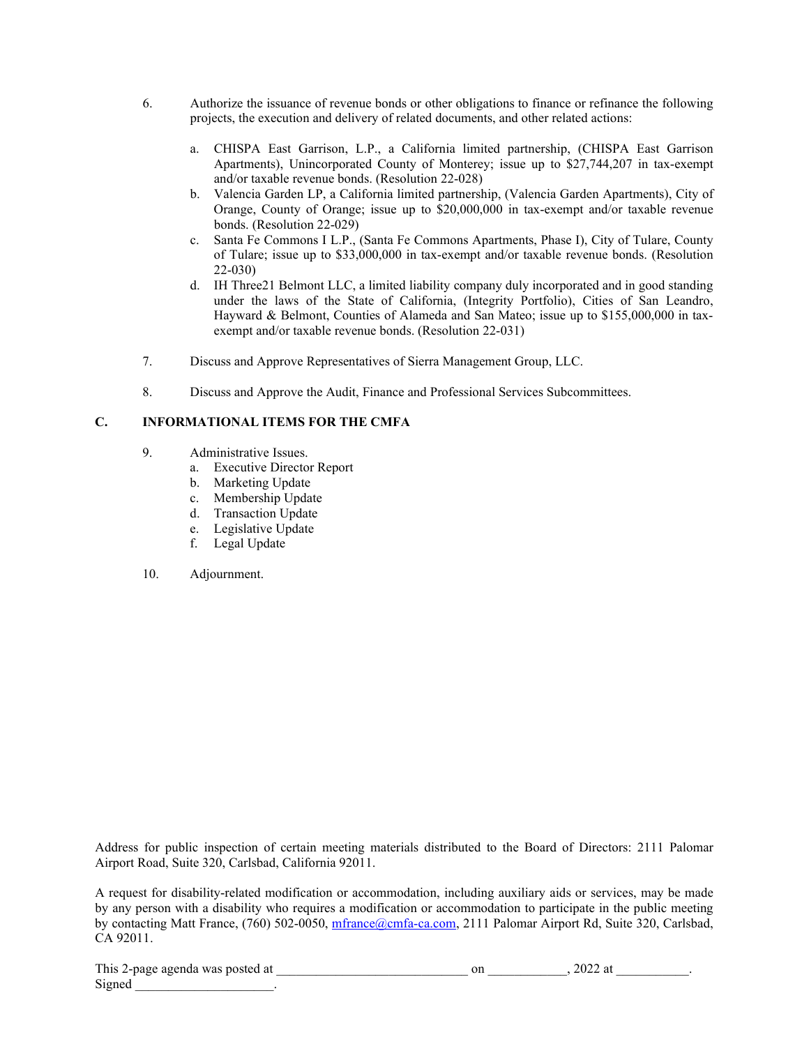6. Authorize the issuance of revenue bonds or other obligations to finance or refinance the following projects, the execution and delivery of related documents, and other related actions:

   a. CHISPA East Garrison, L.P., a California limited partnership, (CHISPA East Garrison Apartments), Unincorporated County of Monterey; issue up to $27,744,207 in tax-exempt and/or taxable revenue bonds. (Resolution 22-028)
   b. Valencia Garden LP, a California limited partnership, (Valencia Garden Apartments), City of Orange, County of Orange; issue up to $20,000,000 in tax-exempt and/or taxable revenue bonds. (Resolution 22-029)
   c. Santa Fe Commons I L.P., (Santa Fe Commons Apartments, Phase I), City of Tulare, County of Tulare; issue up to $33,000,000 in tax-exempt and/or taxable revenue bonds. (Resolution 22-030)
   d. IH Three21 Belmont LLC, a limited liability company duly incorporated and in good standing under the laws of the State of California, (Integrity Portfolio), Cities of San Leandro, Hayward & Belmont, Counties of Alameda and San Mateo; issue up to $155,000,000 in tax-exempt and/or taxable revenue bonds. (Resolution 22-031)

7. Discuss and Approve Representatives of Sierra Management Group, LLC.

8. Discuss and Approve the Audit, Finance and Professional Services Subcommittees.

## C. INFORMATIONAL ITEMS FOR THE CMFA

9. Administrative Issues.
   a. Executive Director Report
   b. Marketing Update
   c. Membership Update
   d. Transaction Update
   e. Legislative Update
   f. Legal Update

10. Adjournment.

Address for public inspection of certain meeting materials distributed to the Board of Directors: 2111 Palomar Airport Road, Suite 320, Carlsbad, California 92011.

A request for disability-related modification or accommodation, including auxiliary aids or services, may be made by any person with a disability who requires a modification or accommodation to participate in the public meeting by contacting Matt France, (760) 502-0050, mfrance@cmfa-ca.com, 2111 Palomar Airport Rd, Suite 320, Carlsbad, CA 92011.

This 2-page agenda was posted at ____________________________ on ____________, 2022 at ___________.
Signed ____________________.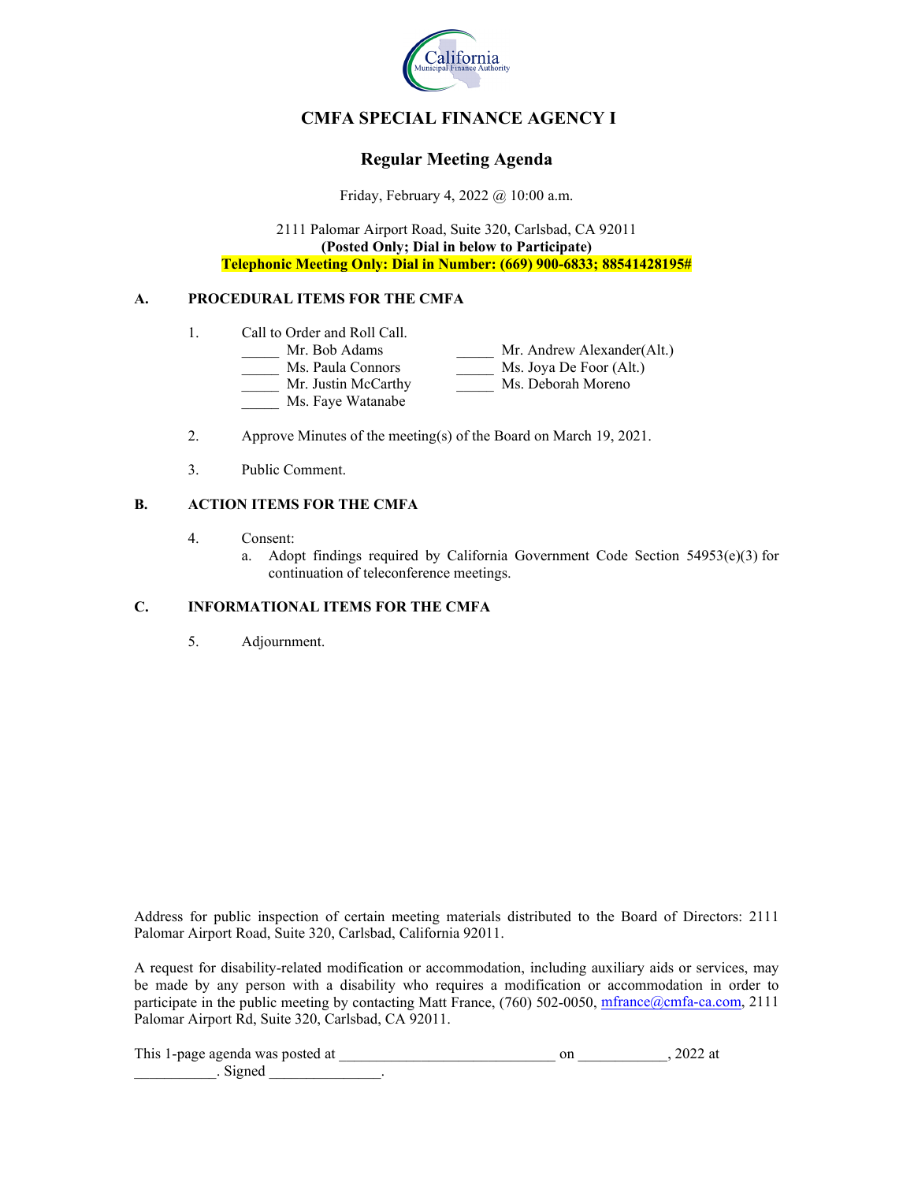# CMFA SPECIAL FINANCE AGENCY I

## Regular Meeting Agenda

Friday, February 4, 2022 @ 10:00 a.m.

2111 Palomar Airport Road, Suite 320, Carlsbad, CA 92011
**(Posted Only; Dial in below to Participate)**
**Telephonic Meeting Only: Dial in Number: (669) 900-6833; 88541428195#**

### A. PROCEDURAL ITEMS FOR THE CMFA

1. Call to Order and Roll Call.
   - _____ Mr. Bob Adams
   - _____ Ms. Paula Connors
   - _____ Mr. Justin McCarthy
   - _____ Ms. Faye Watanabe
   - _____ Mr. Andrew Alexander(Alt.)
   - _____ Ms. Joya De Foor (Alt.)
   - _____ Ms. Deborah Moreno

2. Approve Minutes of the meeting(s) of the Board on March 19, 2021.

3. Public Comment.

### B. ACTION ITEMS FOR THE CMFA

4. Consent:
   a. Adopt findings required by California Government Code Section 54953(e)(3) for continuation of teleconference meetings.

### C. INFORMATIONAL ITEMS FOR THE CMFA

5. Adjournment.

Address for public inspection of certain meeting materials distributed to the Board of Directors: 2111 Palomar Airport Road, Suite 320, Carlsbad, California 92011.

A request for disability-related modification or accommodation, including auxiliary aids or services, may be made by any person with a disability who requires a modification or accommodation in order to participate in the public meeting by contacting Matt France, (760) 502-0050, mfrance@cmfa-ca.com, 2111 Palomar Airport Rd, Suite 320, Carlsbad, CA 92011.

This 1-page agenda was posted at ____________________________ on ____________, 2022 at ___________. Signed _______________.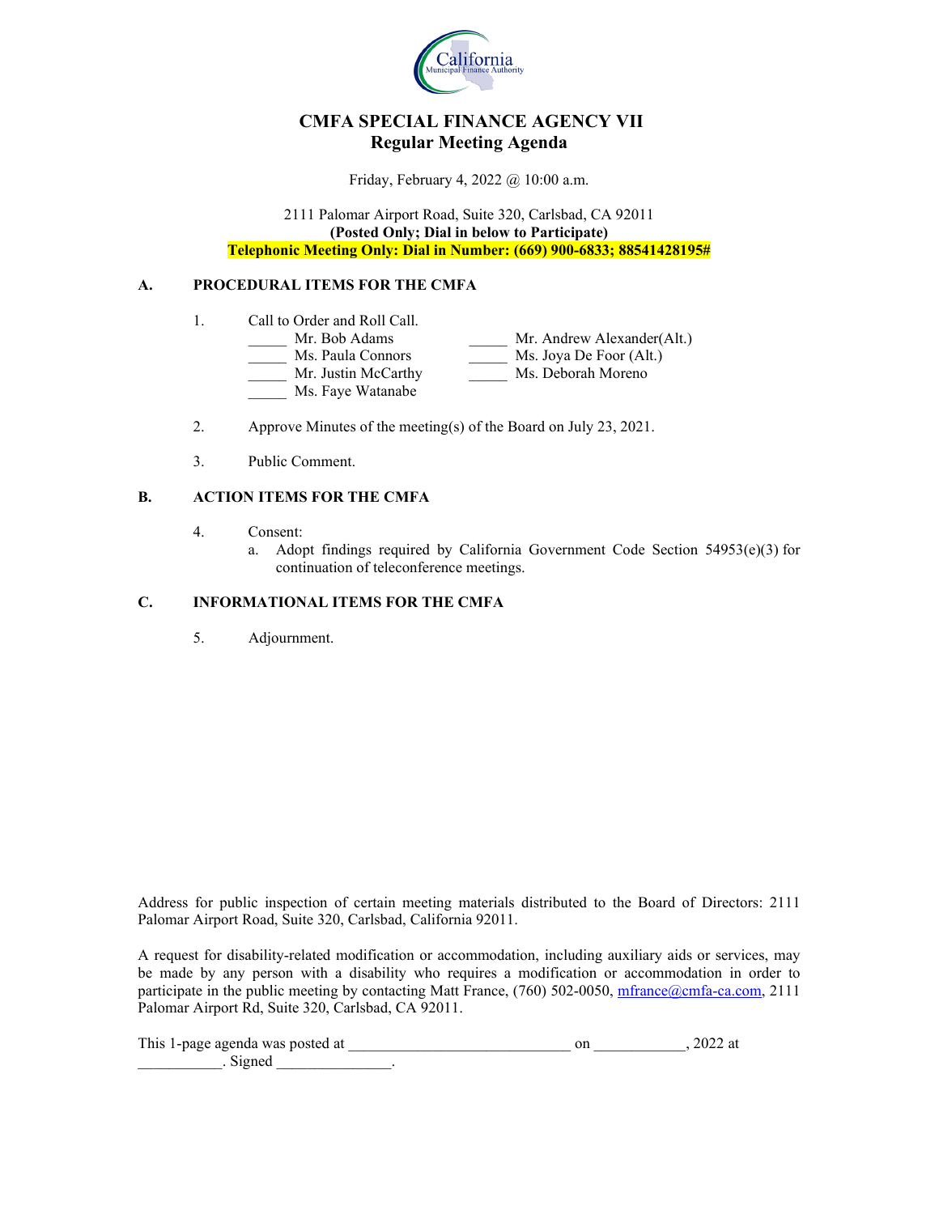# CMFA SPECIAL FINANCE AGENCY VII
## Regular Meeting Agenda

Friday, February 4, 2022 @ 10:00 a.m.

2111 Palomar Airport Road, Suite 320, Carlsbad, CA 92011
**(Posted Only; Dial in below to Participate)**
**Telephonic Meeting Only: Dial in Number: (669) 900-6833; 88541428195#**

### A. PROCEDURAL ITEMS FOR THE CMFA

1. Call to Order and Roll Call.

   _____ Mr. Bob Adams
   _____ Ms. Paula Connors
   _____ Mr. Justin McCarthy
   _____ Ms. Faye Watanabe
   _____ Mr. Andrew Alexander(Alt.)
   _____ Ms. Joya De Foor (Alt.)
   _____ Ms. Deborah Moreno

2. Approve Minutes of the meeting(s) of the Board on July 23, 2021.

3. Public Comment.

### B. ACTION ITEMS FOR THE CMFA

4. Consent:
   a. Adopt findings required by California Government Code Section 54953(e)(3) for continuation of teleconference meetings.

### C. INFORMATIONAL ITEMS FOR THE CMFA

5. Adjournment.

Address for public inspection of certain meeting materials distributed to the Board of Directors: 2111 Palomar Airport Road, Suite 320, Carlsbad, California 92011.

A request for disability-related modification or accommodation, including auxiliary aids or services, may be made by any person with a disability who requires a modification or accommodation in order to participate in the public meeting by contacting Matt France, (760) 502-0050, mfrance@cmfa-ca.com, 2111 Palomar Airport Rd, Suite 320, Carlsbad, CA 92011.

This 1-page agenda was posted at ____________________________ on ____________, 2022 at ___________. Signed _______________.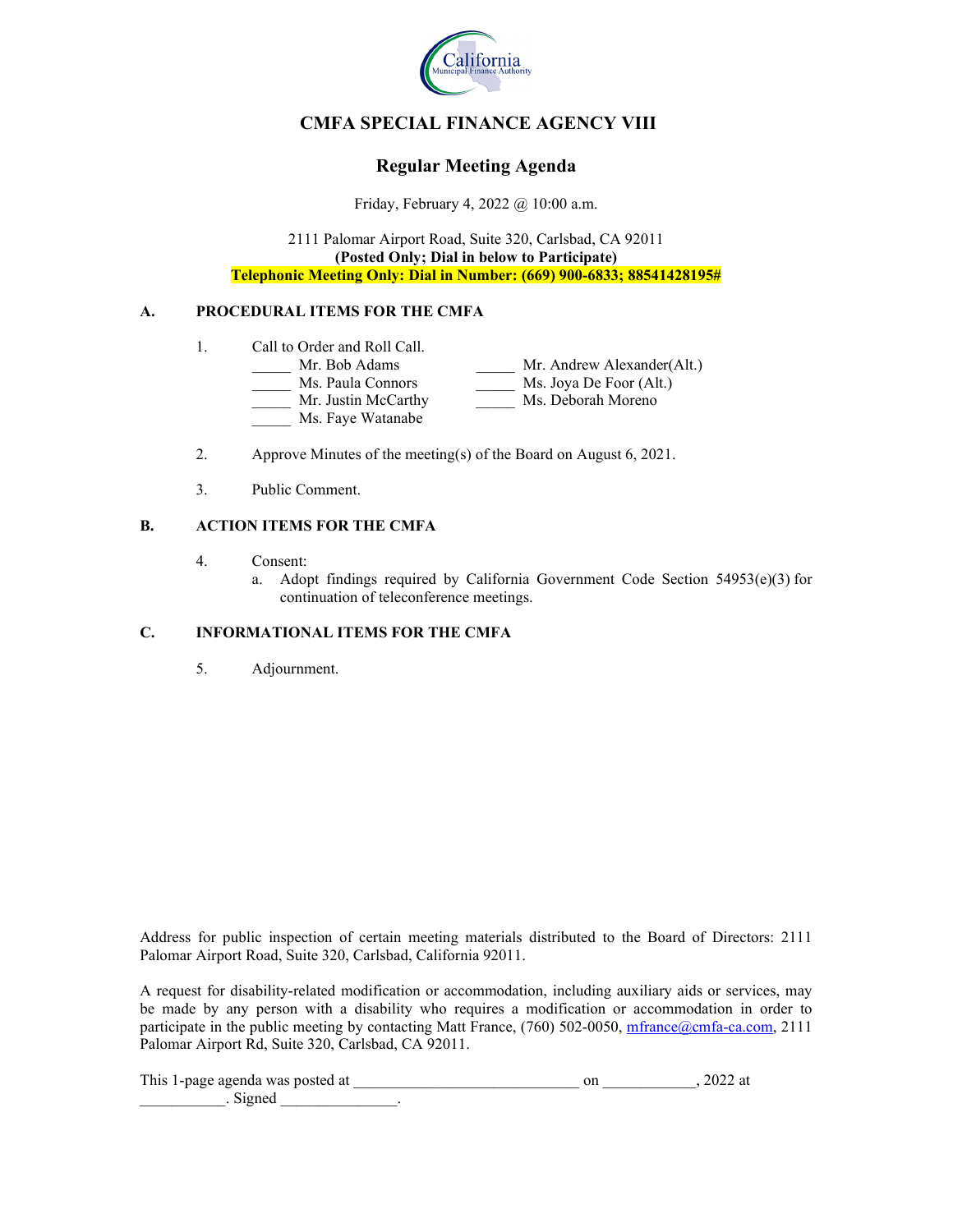# CMFA SPECIAL FINANCE AGENCY VIII

## Regular Meeting Agenda

Friday, February 4, 2022 @ 10:00 a.m.

2111 Palomar Airport Road, Suite 320, Carlsbad, CA 92011
**(Posted Only; Dial in below to Participate)**
**Telephonic Meeting Only: Dial in Number: (669) 900-6833; 88541428195#**

### A. PROCEDURAL ITEMS FOR THE CMFA

1. Call to Order and Roll Call.

_____ Mr. Bob Adams
_____ Ms. Paula Connors
_____ Mr. Justin McCarthy
_____ Ms. Faye Watanabe
_____ Mr. Andrew Alexander(Alt.)
_____ Ms. Joya De Foor (Alt.)
_____ Ms. Deborah Moreno

2. Approve Minutes of the meeting(s) of the Board on August 6, 2021.

3. Public Comment.

### B. ACTION ITEMS FOR THE CMFA

4. Consent:
   a. Adopt findings required by California Government Code Section 54953(e)(3) for continuation of teleconference meetings.

### C. INFORMATIONAL ITEMS FOR THE CMFA

5. Adjournment.

Address for public inspection of certain meeting materials distributed to the Board of Directors: 2111 Palomar Airport Road, Suite 320, Carlsbad, California 92011.

A request for disability-related modification or accommodation, including auxiliary aids or services, may be made by any person with a disability who requires a modification or accommodation in order to participate in the public meeting by contacting Matt France, (760) 502-0050, mfrance@cmfa-ca.com, 2111 Palomar Airport Rd, Suite 320, Carlsbad, CA 92011.

This 1-page agenda was posted at ____________________________ on ____________, 2022 at ___________. Signed _______________.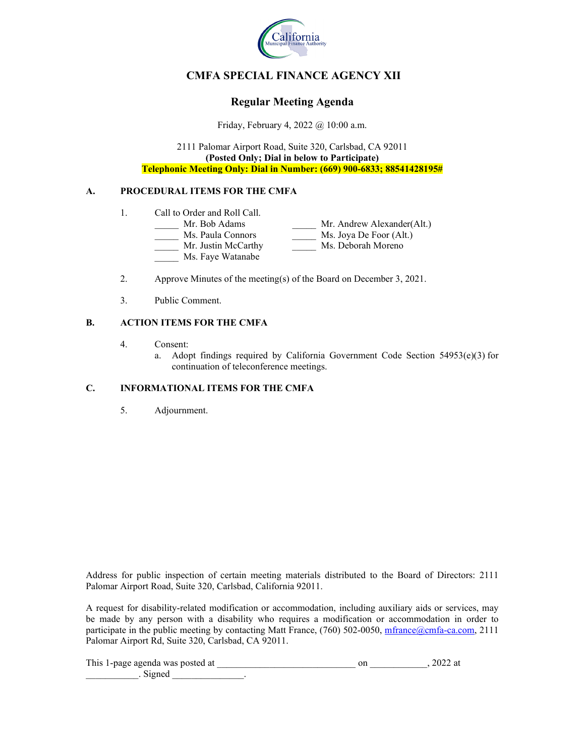# CMFA SPECIAL FINANCE AGENCY XII

## Regular Meeting Agenda

Friday, February 4, 2022 @ 10:00 a.m.

2111 Palomar Airport Road, Suite 320, Carlsbad, CA 92011
**(Posted Only; Dial in below to Participate)**
**Telephonic Meeting Only: Dial in Number: (669) 900-6833; 88541428195#**

### A. PROCEDURAL ITEMS FOR THE CMFA

1. Call to Order and Roll Call.
   - _____ Mr. Bob Adams
   - _____ Ms. Paula Connors
   - _____ Mr. Justin McCarthy
   - _____ Ms. Faye Watanabe
   - _____ Mr. Andrew Alexander(Alt.)
   - _____ Ms. Joya De Foor (Alt.)
   - _____ Ms. Deborah Moreno

2. Approve Minutes of the meeting(s) of the Board on December 3, 2021.

3. Public Comment.

### B. ACTION ITEMS FOR THE CMFA

4. Consent:
   a. Adopt findings required by California Government Code Section 54953(e)(3) for continuation of teleconference meetings.

### C. INFORMATIONAL ITEMS FOR THE CMFA

5. Adjournment.

Address for public inspection of certain meeting materials distributed to the Board of Directors: 2111 Palomar Airport Road, Suite 320, Carlsbad, California 92011.

A request for disability-related modification or accommodation, including auxiliary aids or services, may be made by any person with a disability who requires a modification or accommodation in order to participate in the public meeting by contacting Matt France, (760) 502-0050, mfrance@cmfa-ca.com, 2111 Palomar Airport Rd, Suite 320, Carlsbad, CA 92011.

This 1-page agenda was posted at ____________________________ on ____________, 2022 at ___________. Signed _______________.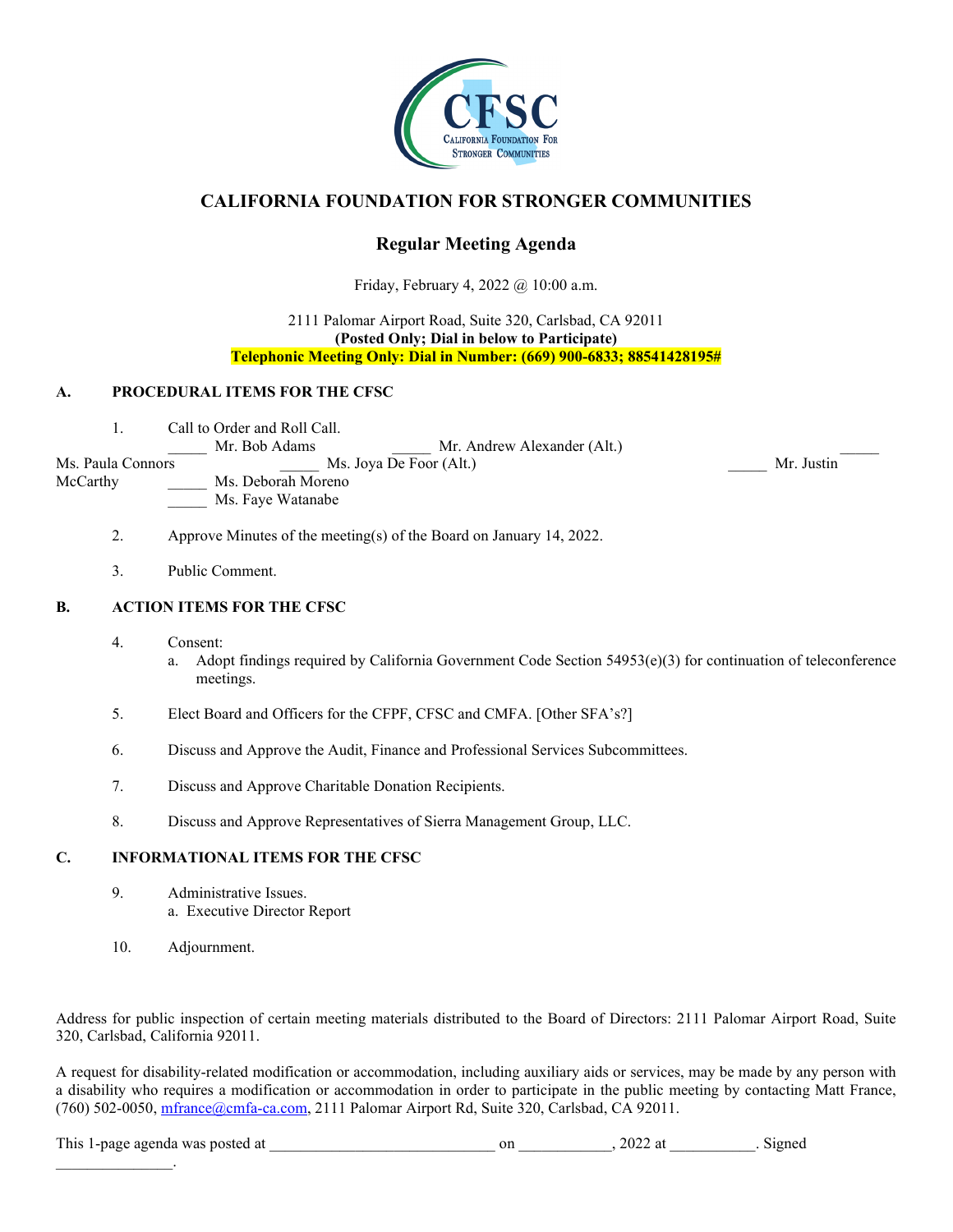# CALIFORNIA FOUNDATION FOR STRONGER COMMUNITIES

## Regular Meeting Agenda

Friday, February 4, 2022 @ 10:00 a.m.

2111 Palomar Airport Road, Suite 320, Carlsbad, CA 92011
**(Posted Only; Dial in below to Participate)**
**Telephonic Meeting Only: Dial in Number: (669) 900-6833; 88541428195#**

### A. PROCEDURAL ITEMS FOR THE CFSC

1. Call to Order and Roll Call.

   _____ Mr. Bob Adams
   _____ Mr. Andrew Alexander (Alt.)
   _____ Ms. Paula Connors
   _____ Ms. Joya De Foor (Alt.)
   _____ Mr. Justin McCarthy
   _____ Ms. Deborah Moreno
   _____ Ms. Faye Watanabe

2. Approve Minutes of the meeting(s) of the Board on January 14, 2022.

3. Public Comment.

### B. ACTION ITEMS FOR THE CFSC

4. Consent:
   a. Adopt findings required by California Government Code Section 54953(e)(3) for continuation of teleconference meetings.

5. Elect Board and Officers for the CFPF, CFSC and CMFA. [Other SFA's?]

6. Discuss and Approve the Audit, Finance and Professional Services Subcommittees.

7. Discuss and Approve Charitable Donation Recipients.

8. Discuss and Approve Representatives of Sierra Management Group, LLC.

### C. INFORMATIONAL ITEMS FOR THE CFSC

9. Administrative Issues.
   a. Executive Director Report

10. Adjournment.

Address for public inspection of certain meeting materials distributed to the Board of Directors: 2111 Palomar Airport Road, Suite 320, Carlsbad, California 92011.

A request for disability-related modification or accommodation, including auxiliary aids or services, may be made by any person with a disability who requires a modification or accommodation in order to participate in the public meeting by contacting Matt France, (760) 502-0050, mfrance@cmfa-ca.com, 2111 Palomar Airport Rd, Suite 320, Carlsbad, CA 92011.

This 1-page agenda was posted at ____________________________ on ___________, 2022 at __________. Signed _______________.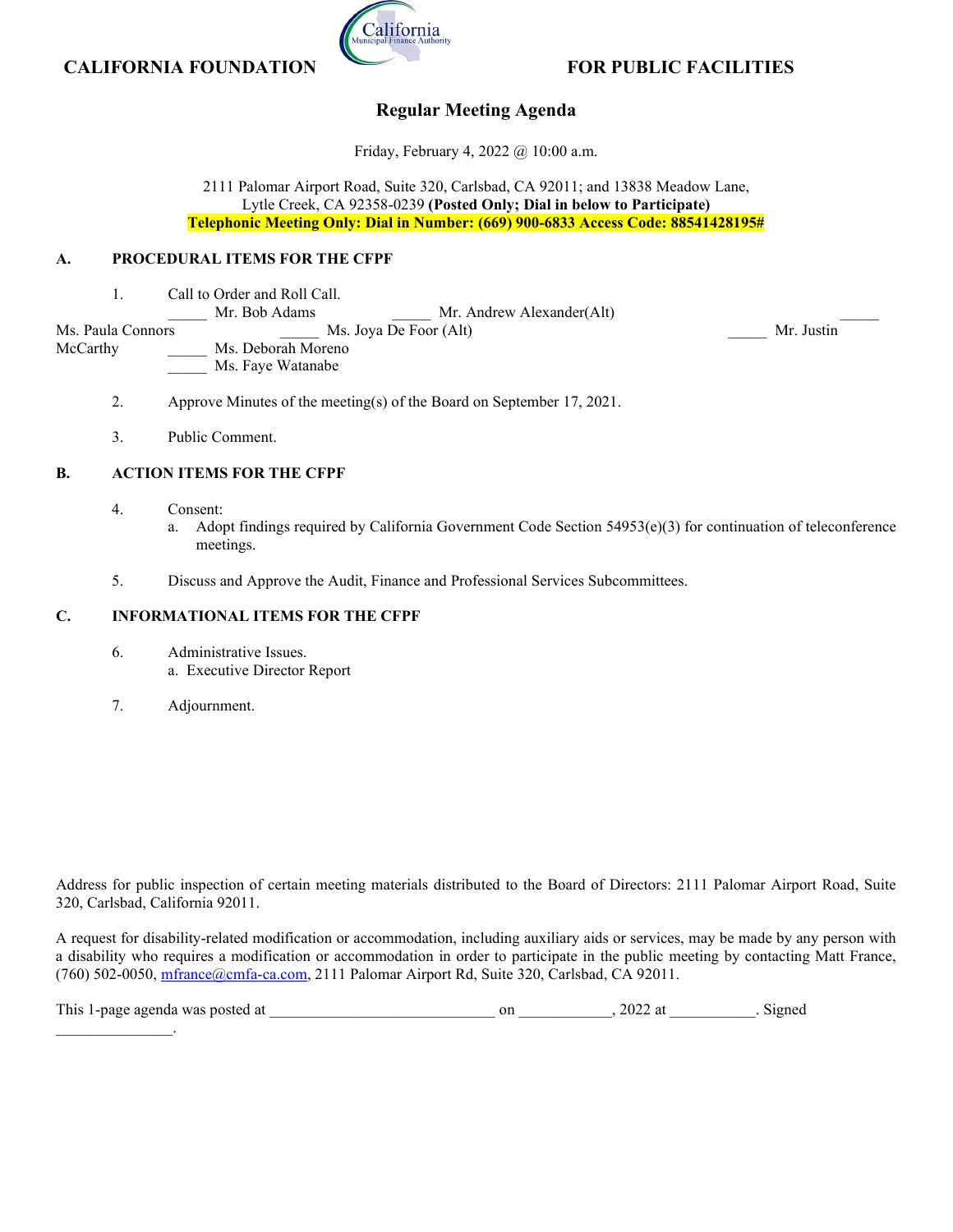**CALIFORNIA FOUNDATION FOR PUBLIC FACILITIES**

## Regular Meeting Agenda

Friday, February 4, 2022 @ 10:00 a.m.

2111 Palomar Airport Road, Suite 320, Carlsbad, CA 92011; and 13838 Meadow Lane, Lytle Creek, CA 92358-0239 **(Posted Only; Dial in below to Participate)**
**Telephonic Meeting Only: Dial in Number: (669) 900-6833 Access Code: 88541428195#**

### A. PROCEDURAL ITEMS FOR THE CFPF

1. Call to Order and Roll Call.
   _____ Mr. Bob Adams
   _____ Mr. Andrew Alexander(Alt)
   _____ Ms. Paula Connors
   _____ Ms. Joya De Foor (Alt)
   _____ Mr. Justin McCarthy
   _____ Ms. Deborah Moreno
   _____ Ms. Faye Watanabe

2. Approve Minutes of the meeting(s) of the Board on September 17, 2021.

3. Public Comment.

### B. ACTION ITEMS FOR THE CFPF

4. Consent:
   a. Adopt findings required by California Government Code Section 54953(e)(3) for continuation of teleconference meetings.

5. Discuss and Approve the Audit, Finance and Professional Services Subcommittees.

### C. INFORMATIONAL ITEMS FOR THE CFPF

6. Administrative Issues.
   a. Executive Director Report

7. Adjournment.

Address for public inspection of certain meeting materials distributed to the Board of Directors: 2111 Palomar Airport Road, Suite 320, Carlsbad, California 92011.

A request for disability-related modification or accommodation, including auxiliary aids or services, may be made by any person with a disability who requires a modification or accommodation in order to participate in the public meeting by contacting Matt France, (760) 502-0050, mfrance@cmfa-ca.com, 2111 Palomar Airport Rd, Suite 320, Carlsbad, CA 92011.

This 1-page agenda was posted at ____________________________ on ___________, 2022 at __________. Signed _______________.